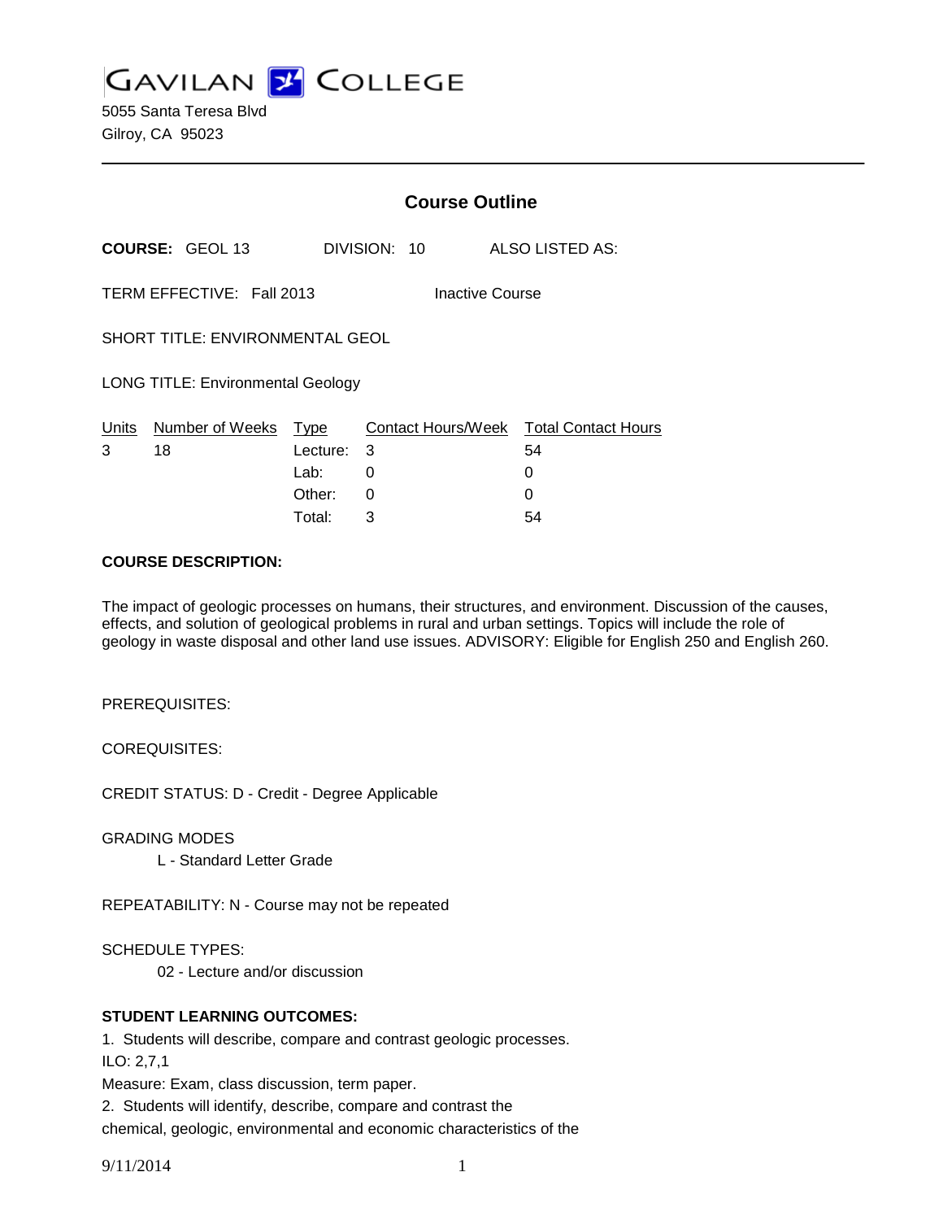GAVILAN COLLEGE

5055 Santa Teresa Blvd
Gilroy, CA 95023

## Course Outline

**COURSE:** GEOL 13 DIVISION: 10 ALSO LISTED AS:

TERM EFFECTIVE: Fall 2013 Inactive Course

SHORT TITLE: ENVIRONMENTAL GEOL

LONG TITLE: Environmental Geology

| Units | Number of Weeks | Type | Contact Hours/Week | Total Contact Hours |
|---|---|---|---|---|
| 3 | 18 | Lecture: | 3 | 54 |
| | | Lab: | 0 | 0 |
| | | Other: | 0 | 0 |
| | | Total: | 3 | 54 |

**COURSE DESCRIPTION:**

The impact of geologic processes on humans, their structures, and environment. Discussion of the causes, effects, and solution of geological problems in rural and urban settings. Topics will include the role of geology in waste disposal and other land use issues. ADVISORY: Eligible for English 250 and English 260.

PREREQUISITES:

COREQUISITES:

CREDIT STATUS: D - Credit - Degree Applicable

GRADING MODES

L - Standard Letter Grade

REPEATABILITY: N - Course may not be repeated

SCHEDULE TYPES:

02 - Lecture and/or discussion

**STUDENT LEARNING OUTCOMES:**

1. Students will describe, compare and contrast geologic processes.
ILO: 2,7,1
Measure: Exam, class discussion, term paper.
2. Students will identify, describe, compare and contrast the chemical, geologic, environmental and economic characteristics of the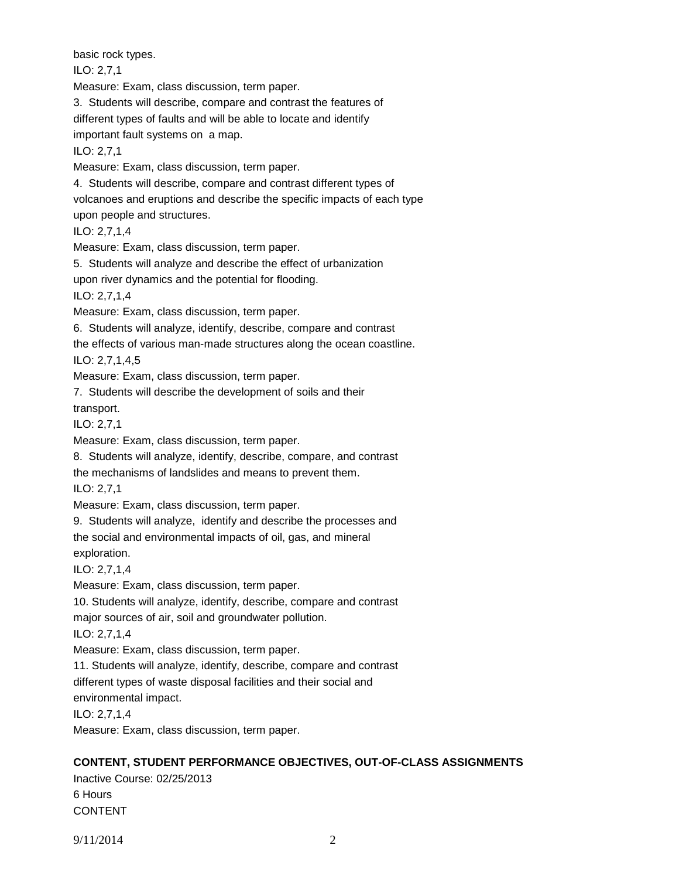basic rock types.
ILO: 2,7,1
Measure: Exam, class discussion, term paper.

3. Students will describe, compare and contrast the features of different types of faults and will be able to locate and identify important fault systems on a map.
ILO: 2,7,1
Measure: Exam, class discussion, term paper.

4. Students will describe, compare and contrast different types of volcanoes and eruptions and describe the specific impacts of each type upon people and structures.
ILO: 2,7,1,4
Measure: Exam, class discussion, term paper.

5. Students will analyze and describe the effect of urbanization upon river dynamics and the potential for flooding.
ILO: 2,7,1,4
Measure: Exam, class discussion, term paper.

6. Students will analyze, identify, describe, compare and contrast the effects of various man-made structures along the ocean coastline.
ILO: 2,7,1,4,5
Measure: Exam, class discussion, term paper.

7. Students will describe the development of soils and their transport.
ILO: 2,7,1
Measure: Exam, class discussion, term paper.

8. Students will analyze, identify, describe, compare, and contrast the mechanisms of landslides and means to prevent them.
ILO: 2,7,1
Measure: Exam, class discussion, term paper.

9. Students will analyze, identify and describe the processes and the social and environmental impacts of oil, gas, and mineral exploration.
ILO: 2,7,1,4
Measure: Exam, class discussion, term paper.

10. Students will analyze, identify, describe, compare and contrast major sources of air, soil and groundwater pollution.
ILO: 2,7,1,4
Measure: Exam, class discussion, term paper.

11. Students will analyze, identify, describe, compare and contrast different types of waste disposal facilities and their social and environmental impact.
ILO: 2,7,1,4
Measure: Exam, class discussion, term paper.

## CONTENT, STUDENT PERFORMANCE OBJECTIVES, OUT-OF-CLASS ASSIGNMENTS

Inactive Course: 02/25/2013
6 Hours
CONTENT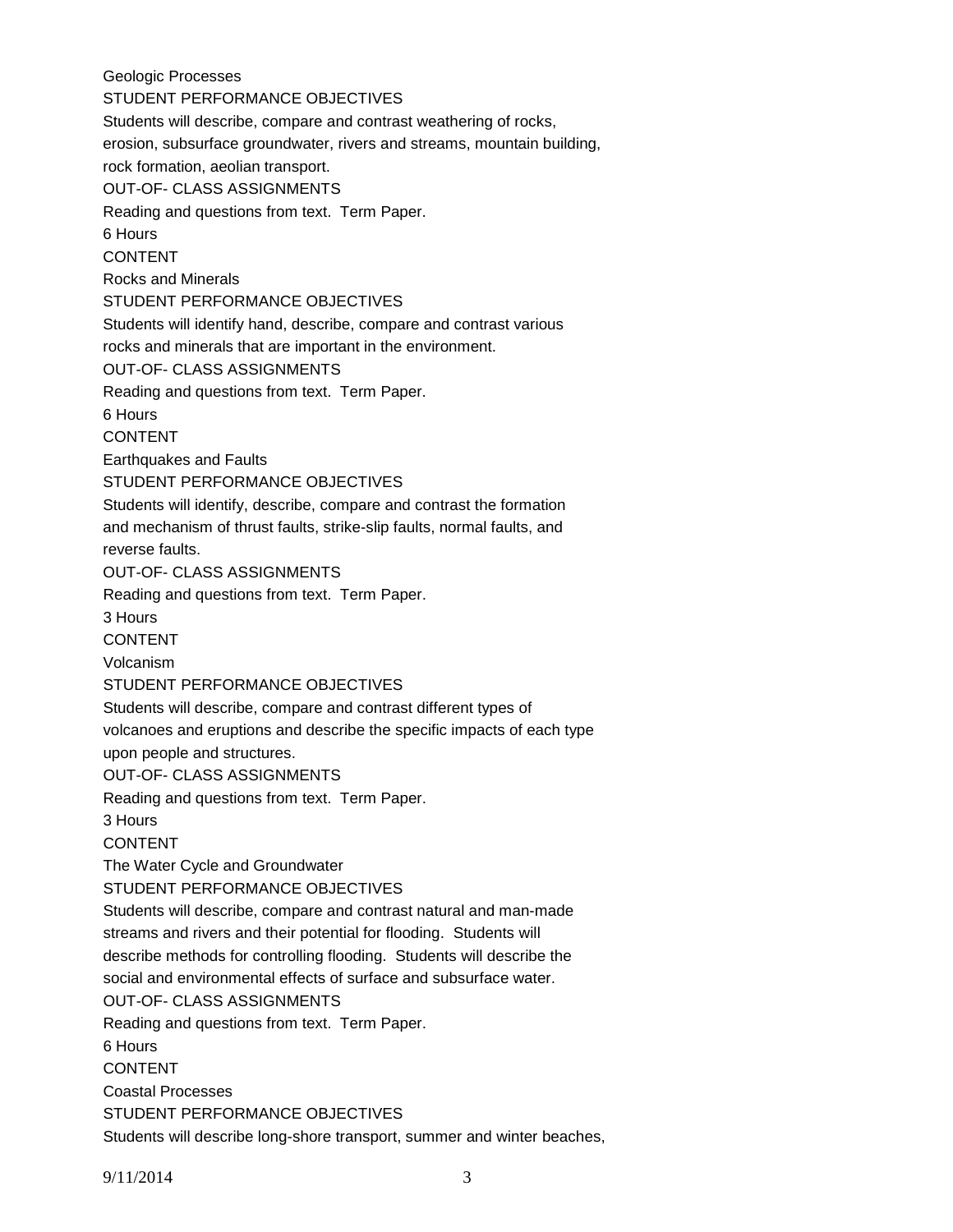Geologic Processes

STUDENT PERFORMANCE OBJECTIVES

Students will describe, compare and contrast weathering of rocks, erosion, subsurface groundwater, rivers and streams, mountain building, rock formation, aeolian transport.

OUT-OF- CLASS ASSIGNMENTS

Reading and questions from text. Term Paper.

6 Hours

CONTENT

Rocks and Minerals

STUDENT PERFORMANCE OBJECTIVES

Students will identify hand, describe, compare and contrast various rocks and minerals that are important in the environment.

OUT-OF- CLASS ASSIGNMENTS

Reading and questions from text. Term Paper.

6 Hours

CONTENT

Earthquakes and Faults

STUDENT PERFORMANCE OBJECTIVES

Students will identify, describe, compare and contrast the formation and mechanism of thrust faults, strike-slip faults, normal faults, and reverse faults.

OUT-OF- CLASS ASSIGNMENTS

Reading and questions from text. Term Paper.

3 Hours

CONTENT

Volcanism

STUDENT PERFORMANCE OBJECTIVES

Students will describe, compare and contrast different types of volcanoes and eruptions and describe the specific impacts of each type upon people and structures.

OUT-OF- CLASS ASSIGNMENTS

Reading and questions from text. Term Paper.

3 Hours

CONTENT

The Water Cycle and Groundwater

STUDENT PERFORMANCE OBJECTIVES

Students will describe, compare and contrast natural and man-made streams and rivers and their potential for flooding. Students will describe methods for controlling flooding. Students will describe the social and environmental effects of surface and subsurface water.

OUT-OF- CLASS ASSIGNMENTS

Reading and questions from text. Term Paper.

6 Hours

CONTENT

Coastal Processes

STUDENT PERFORMANCE OBJECTIVES

Students will describe long-shore transport, summer and winter beaches,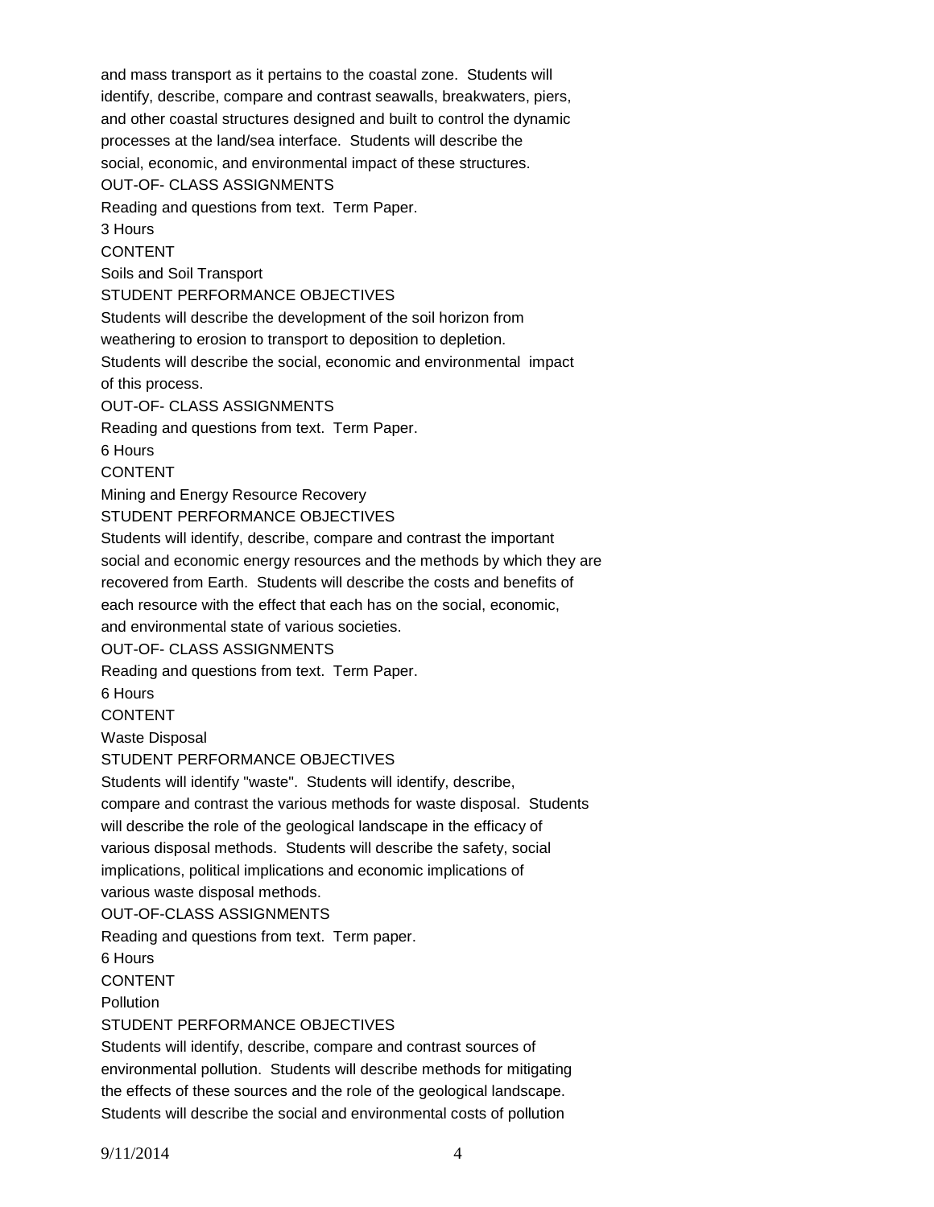and mass transport as it pertains to the coastal zone. Students will identify, describe, compare and contrast seawalls, breakwaters, piers, and other coastal structures designed and built to control the dynamic processes at the land/sea interface. Students will describe the social, economic, and environmental impact of these structures.

OUT-OF- CLASS ASSIGNMENTS

Reading and questions from text. Term Paper.

3 Hours

CONTENT

Soils and Soil Transport

STUDENT PERFORMANCE OBJECTIVES

Students will describe the development of the soil horizon from weathering to erosion to transport to deposition to depletion. Students will describe the social, economic and environmental impact of this process.

OUT-OF- CLASS ASSIGNMENTS

Reading and questions from text. Term Paper.

6 Hours

CONTENT

Mining and Energy Resource Recovery

STUDENT PERFORMANCE OBJECTIVES

Students will identify, describe, compare and contrast the important social and economic energy resources and the methods by which they are recovered from Earth. Students will describe the costs and benefits of each resource with the effect that each has on the social, economic, and environmental state of various societies.

OUT-OF- CLASS ASSIGNMENTS

Reading and questions from text. Term Paper.

6 Hours

CONTENT

Waste Disposal

STUDENT PERFORMANCE OBJECTIVES

Students will identify "waste". Students will identify, describe, compare and contrast the various methods for waste disposal. Students will describe the role of the geological landscape in the efficacy of various disposal methods. Students will describe the safety, social implications, political implications and economic implications of various waste disposal methods.

OUT-OF-CLASS ASSIGNMENTS

Reading and questions from text. Term paper.

6 Hours

CONTENT

Pollution

STUDENT PERFORMANCE OBJECTIVES

Students will identify, describe, compare and contrast sources of environmental pollution. Students will describe methods for mitigating the effects of these sources and the role of the geological landscape. Students will describe the social and environmental costs of pollution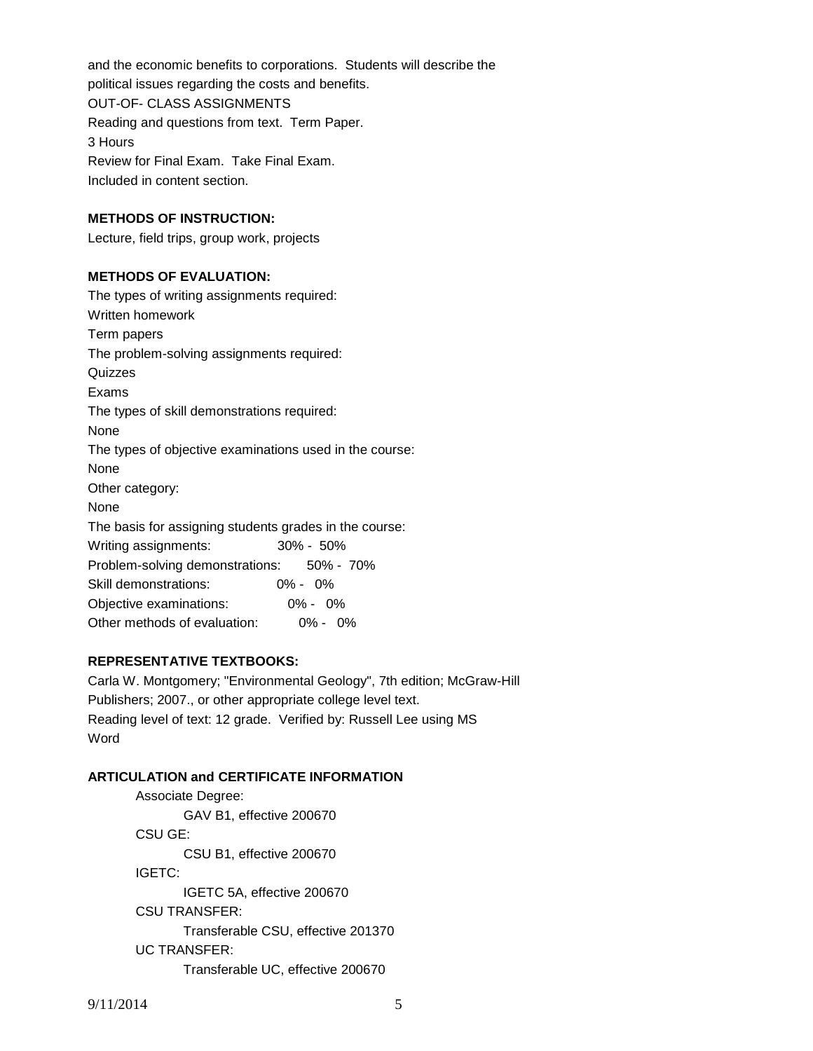and the economic benefits to corporations. Students will describe the political issues regarding the costs and benefits.

OUT-OF- CLASS ASSIGNMENTS

Reading and questions from text. Term Paper.

3 Hours

Review for Final Exam. Take Final Exam.

Included in content section.

**METHODS OF INSTRUCTION:**

Lecture, field trips, group work, projects

**METHODS OF EVALUATION:**

The types of writing assignments required:

Written homework

Term papers

The problem-solving assignments required:

Quizzes

Exams

The types of skill demonstrations required:

None

The types of objective examinations used in the course:

None

Other category:

None

The basis for assigning students grades in the course:

| | |
|---|---|
| Writing assignments: | 30% - 50% |
| Problem-solving demonstrations: | 50% - 70% |
| Skill demonstrations: | 0% - 0% |
| Objective examinations: | 0% - 0% |
| Other methods of evaluation: | 0% - 0% |

**REPRESENTATIVE TEXTBOOKS:**

Carla W. Montgomery; "Environmental Geology", 7th edition; McGraw-Hill Publishers; 2007., or other appropriate college level text.

Reading level of text: 12 grade. Verified by: Russell Lee using MS Word

**ARTICULATION and CERTIFICATE INFORMATION**

Associate Degree:
- GAV B1, effective 200670

CSU GE:
- CSU B1, effective 200670

IGETC:
- IGETC 5A, effective 200670

CSU TRANSFER:
- Transferable CSU, effective 201370

UC TRANSFER:
- Transferable UC, effective 200670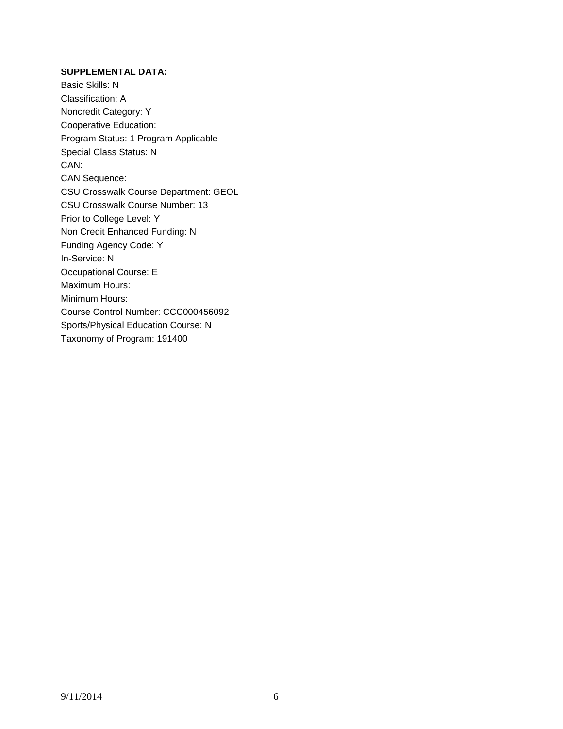**SUPPLEMENTAL DATA:**

Basic Skills: N
Classification: A
Noncredit Category: Y
Cooperative Education:
Program Status: 1 Program Applicable
Special Class Status: N
CAN:
CAN Sequence:
CSU Crosswalk Course Department: GEOL
CSU Crosswalk Course Number: 13
Prior to College Level: Y
Non Credit Enhanced Funding: N
Funding Agency Code: Y
In-Service: N
Occupational Course: E
Maximum Hours:
Minimum Hours:
Course Control Number: CCC000456092
Sports/Physical Education Course: N
Taxonomy of Program: 191400